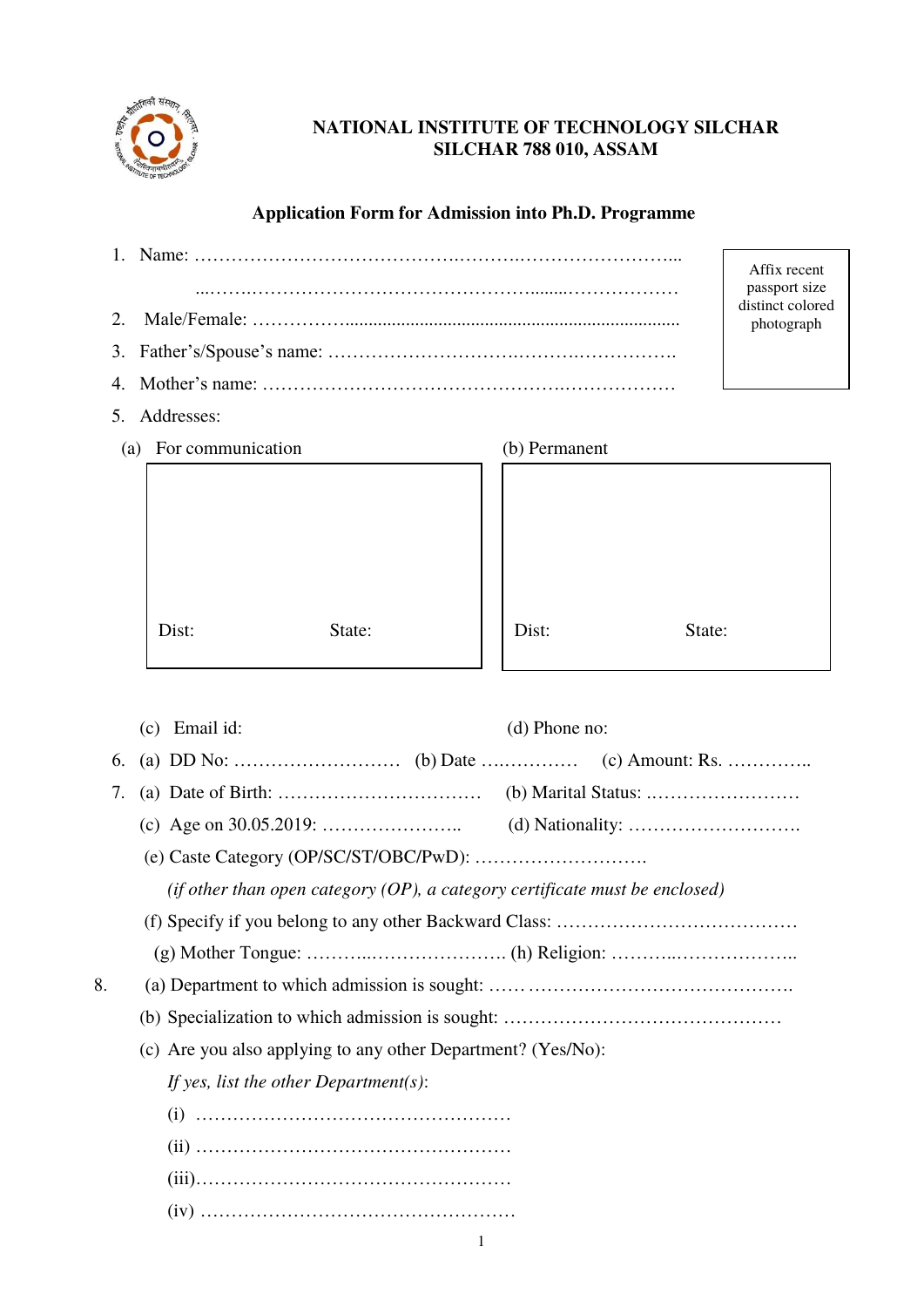**NATIONAL INSTITUTE OF TECHNOLOGY SILCHAR**
**SILCHAR 788 010, ASSAM**

## Application Form for Admission into Ph.D. Programme

Affix recent passport size distinct colored photograph

1. Name: ……………………………………….……….…………………...
   ...…….……………………………………………........………………
2. Male/Female: ……………......................................................................
3. Father's/Spouse's name: ………………………….……….…………….
4. Mother's name: ……………………………………….………………
5. Addresses:

   (a) For communication

   Dist: State:

   (b) Permanent

   Dist: State:

   (c) Email id:

   (d) Phone no:

6. (a) DD No: ……………………… (b) Date ….…………. (c) Amount: Rs. …………..
7. (a) Date of Birth: …………………………… (b) Marital Status: ..……………………
   (c) Age on 30.05.2019: ………………….. (d) Nationality: ……………………….
   (e) Caste Category (OP/SC/ST/OBC/PwD): ……………………….
   *(if other than open category (OP), a category certificate must be enclosed)*
   (f) Specify if you belong to any other Backward Class: …………………………………
   (g) Mother Tongue: ………..…………………. (h) Religion: ………..………………..
8. (a) Department to which admission is sought: …… ……………………………………..
   (b) Specialization to which admission is sought: ………………………………………
   (c) Are you also applying to any other Department? (Yes/No):
   *If yes, list the other Department(s)*:
   (i) ……………………………………………
   (ii) ……………………………………………
   (iii)……………………………………………
   (iv) ……………………………………………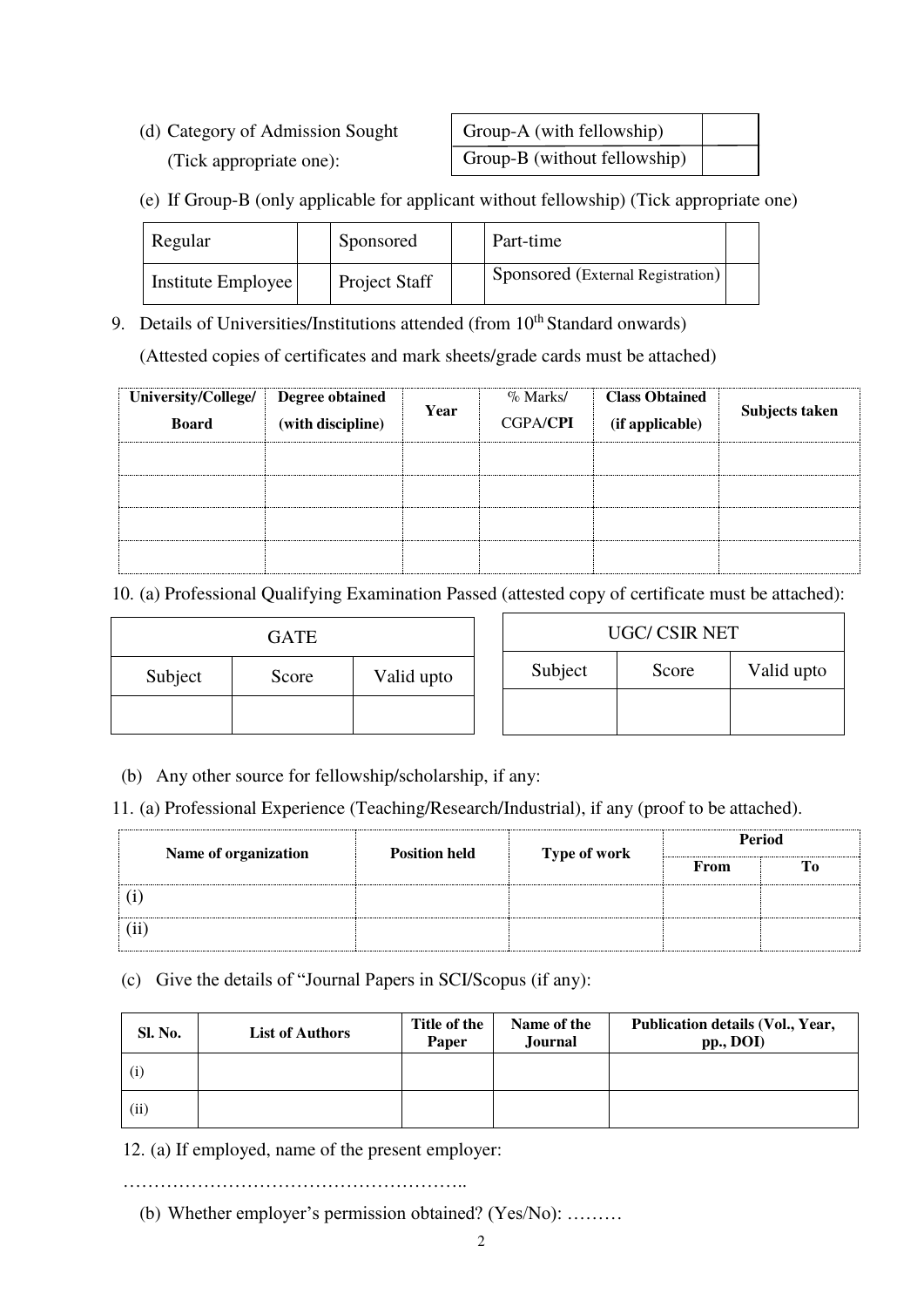(d) Category of Admission Sought (Tick appropriate one):

| Group-A (with fellowship) | |
|---|---|
| Group-B (without fellowship) | |

(e) If Group-B (only applicable for applicant without fellowship) (Tick appropriate one)

| Regular | | Sponsored | | Part-time | |
|---|---|---|---|---|---|
| Institute Employee | | Project Staff | | Sponsored (External Registration) | |

9. Details of Universities/Institutions attended (from 10th Standard onwards)

(Attested copies of certificates and mark sheets/grade cards must be attached)

| University/College/ Board | Degree obtained (with discipline) | Year | % Marks/ CGPA/**CPI** | Class Obtained (if applicable) | Subjects taken |
|---|---|---|---|---|---|
| | | | | | |
| | | | | | |
| | | | | | |
| | | | | | |

10. (a) Professional Qualifying Examination Passed (attested copy of certificate must be attached):

| GATE | | |
|---|---|---|
| Subject | Score | Valid upto |
| | | |

| UGC/ CSIR NET | | |
|---|---|---|
| Subject | Score | Valid upto |
| | | |

(b) Any other source for fellowship/scholarship, if any:

11. (a) Professional Experience (Teaching/Research/Industrial), if any (proof to be attached).

| Name of organization | Position held | Type of work | Period | |
|---|---|---|---|---|
| | | | From | To |
| (i) | | | | |
| (ii) | | | | |

(c) Give the details of "Journal Papers in SCI/Scopus (if any):

| Sl. No. | List of Authors | Title of the Paper | Name of the Journal | Publication details (Vol., Year, pp., DOI) |
|---|---|---|---|---|
| (i) | | | | |
| (ii) | | | | |

12. (a) If employed, name of the present employer:

………………………………………………..

(b) Whether employer's permission obtained? (Yes/No): ………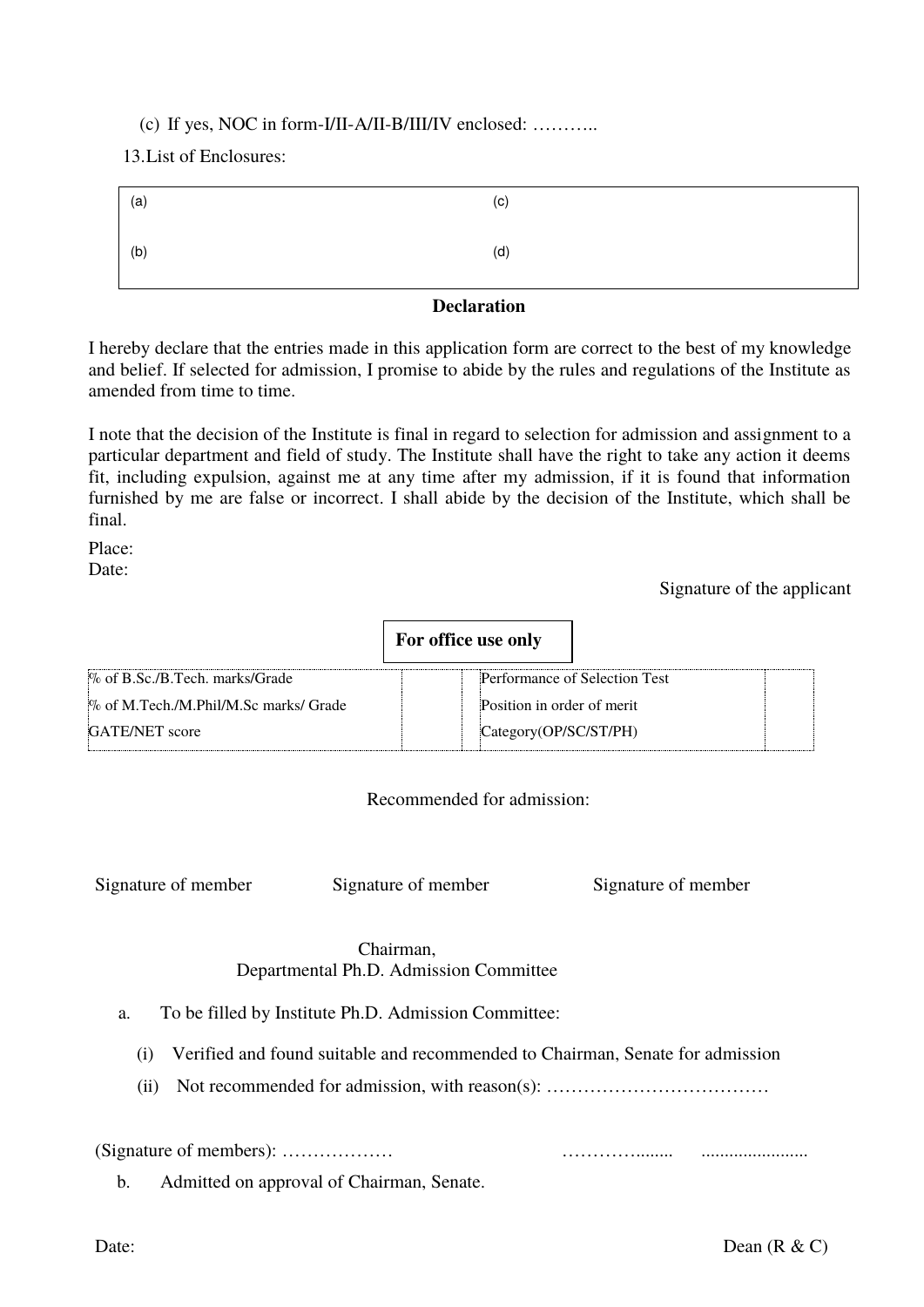(c) If yes, NOC in form-I/II-A/II-B/III/IV enclosed: ………..

13. List of Enclosures:

| | |
|---|---|
| (a) | (c) |
| (b) | (d) |

**Declaration**

I hereby declare that the entries made in this application form are correct to the best of my knowledge and belief. If selected for admission, I promise to abide by the rules and regulations of the Institute as amended from time to time.

I note that the decision of the Institute is final in regard to selection for admission and assignment to a particular department and field of study. The Institute shall have the right to take any action it deems fit, including expulsion, against me at any time after my admission, if it is found that information furnished by me are false or incorrect. I shall abide by the decision of the Institute, which shall be final.

Place:
Date:

Signature of the applicant

**For office use only**

| | | | |
|---|---|---|---|
| % of B.Sc./B.Tech. marks/Grade | | Performance of Selection Test | |
| % of M.Tech./M.Phil/M.Sc marks/ Grade | | Position in order of merit | |
| GATE/NET score | | Category(OP/SC/ST/PH) | |

Recommended for admission:

Signature of member    Signature of member    Signature of member

Chairman,
Departmental Ph.D. Admission Committee

a. To be filled by Institute Ph.D. Admission Committee:

   (i) Verified and found suitable and recommended to Chairman, Senate for admission

   (ii) Not recommended for admission, with reason(s): ………………………………

(Signature of members): ………………    …………........    .......................

b. Admitted on approval of Chairman, Senate.

Date:    Dean (R & C)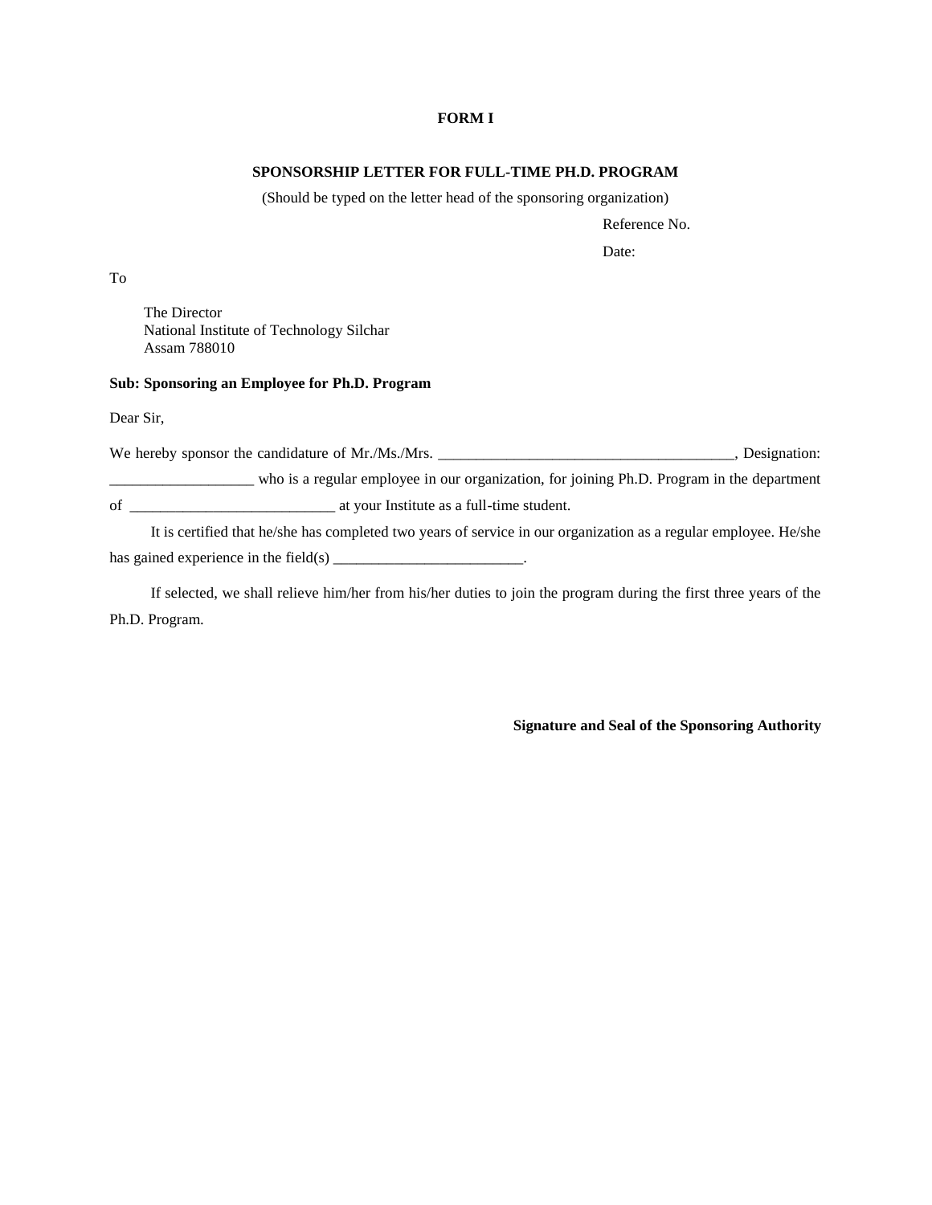**FORM I**

**SPONSORSHIP LETTER FOR FULL-TIME PH.D. PROGRAM**

(Should be typed on the letter head of the sponsoring organization)

Reference No.

Date:

To

The Director
National Institute of Technology Silchar
Assam 788010

**Sub: Sponsoring an Employee for Ph.D. Program**

Dear Sir,

We hereby sponsor the candidature of Mr./Ms./Mrs. _______________________________________, Designation: ___________________ who is a regular employee in our organization, for joining Ph.D. Program in the department of ___________________________ at your Institute as a full-time student.

It is certified that he/she has completed two years of service in our organization as a regular employee. He/she has gained experience in the field(s) _________________________.

If selected, we shall relieve him/her from his/her duties to join the program during the first three years of the Ph.D. Program.

**Signature and Seal of the Sponsoring Authority**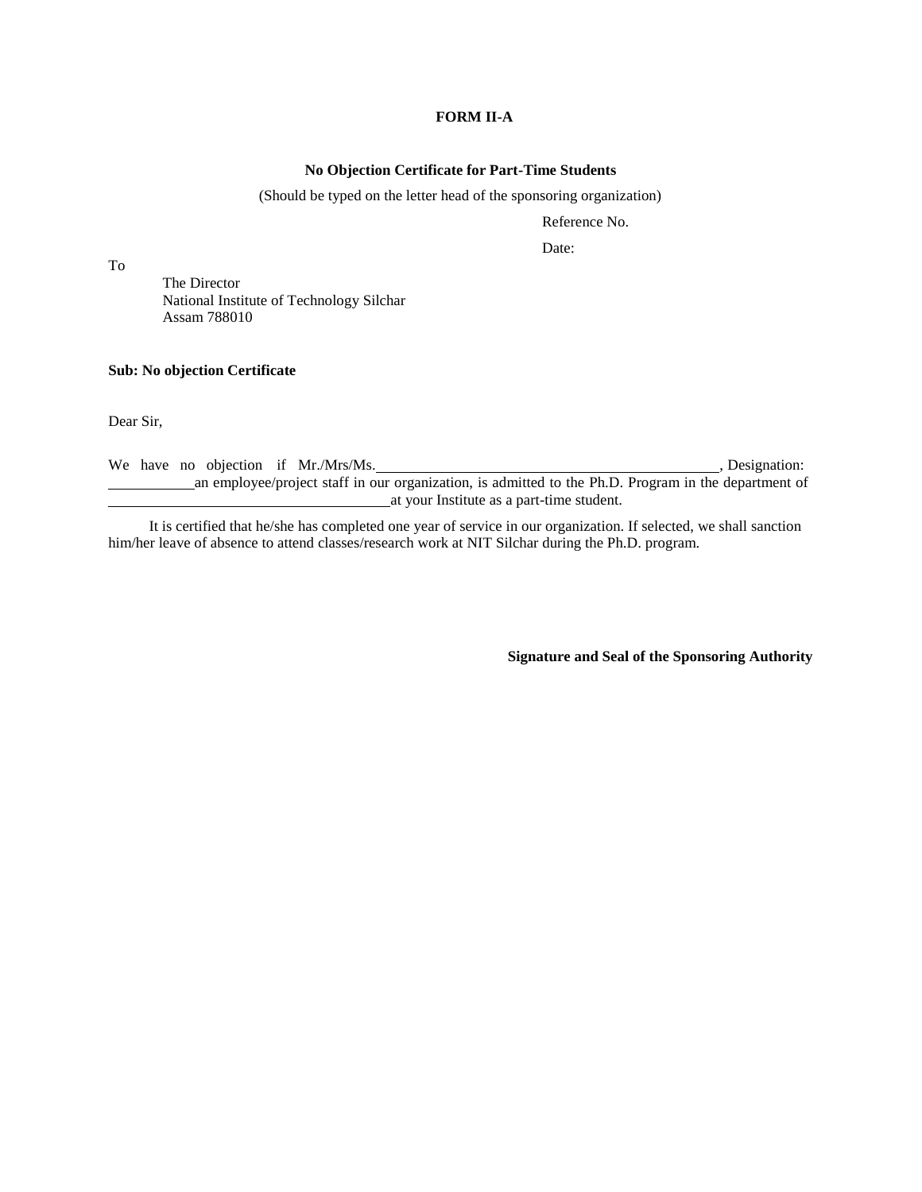**FORM II-A**

**No Objection Certificate for Part-Time Students**

(Should be typed on the letter head of the sponsoring organization)

Reference No.

Date:

To

The Director
National Institute of Technology Silchar
Assam 788010

**Sub: No objection Certificate**

Dear Sir,

We have no objection if Mr./Mrs/Ms.\_\_\_\_\_\_\_\_\_\_\_\_\_\_\_\_\_\_\_\_\_\_\_\_\_\_\_\_\_\_\_\_\_\_\_\_\_\_\_\_\_\_\_\_\_\_, Designation: \_\_\_\_\_\_\_\_\_\_\_\_an employee/project staff in our organization, is admitted to the Ph.D. Program in the department of \_\_\_\_\_\_\_\_\_\_\_\_\_\_\_\_\_\_\_\_\_\_\_\_\_\_\_\_\_\_\_\_\_\_\_\_\_\_at your Institute as a part-time student.

It is certified that he/she has completed one year of service in our organization. If selected, we shall sanction him/her leave of absence to attend classes/research work at NIT Silchar during the Ph.D. program.

**Signature and Seal of the Sponsoring Authority**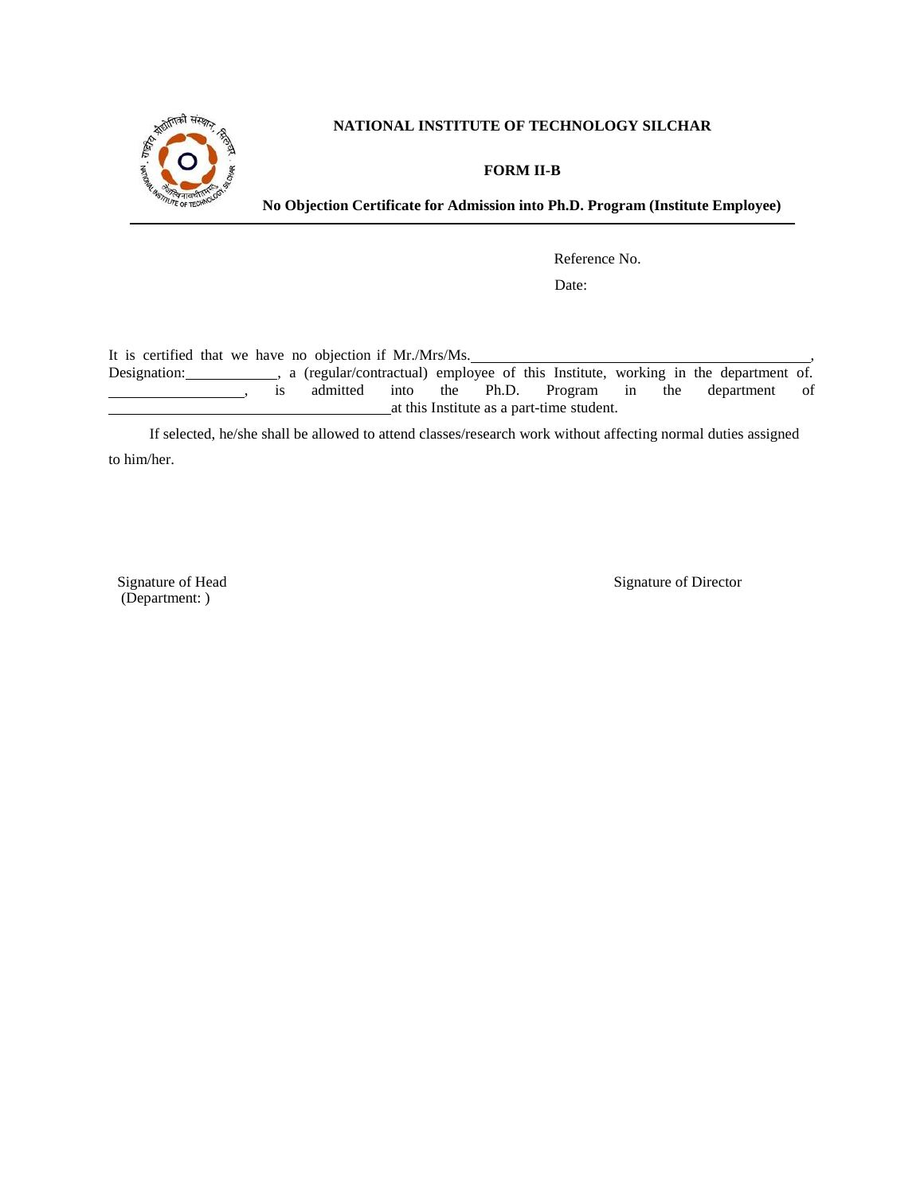**NATIONAL INSTITUTE OF TECHNOLOGY SILCHAR**

**FORM II-B**

**No Objection Certificate for Admission into Ph.D. Program (Institute Employee)**

---

Reference No.

Date:

It is certified that we have no objection if Mr./Mrs/Ms.\_\_\_\_\_\_\_\_\_\_\_\_\_\_\_\_\_\_\_\_\_\_\_\_\_\_\_\_\_\_\_\_\_\_\_\_\_\_\_\_, Designation:\_\_\_\_\_\_\_\_\_\_\_\_, a (regular/contractual) employee of this Institute, working in the department of. \_\_\_\_\_\_\_\_\_\_\_\_\_\_\_\_\_\_, is admitted into the Ph.D. Program in the department of \_\_\_\_\_\_\_\_\_\_\_\_\_\_\_\_\_\_\_\_\_\_\_\_\_\_\_\_\_\_\_\_\_\_\_\_at this Institute as a part-time student.

If selected, he/she shall be allowed to attend classes/research work without affecting normal duties assigned to him/her.

Signature of Head
(Department: )

Signature of Director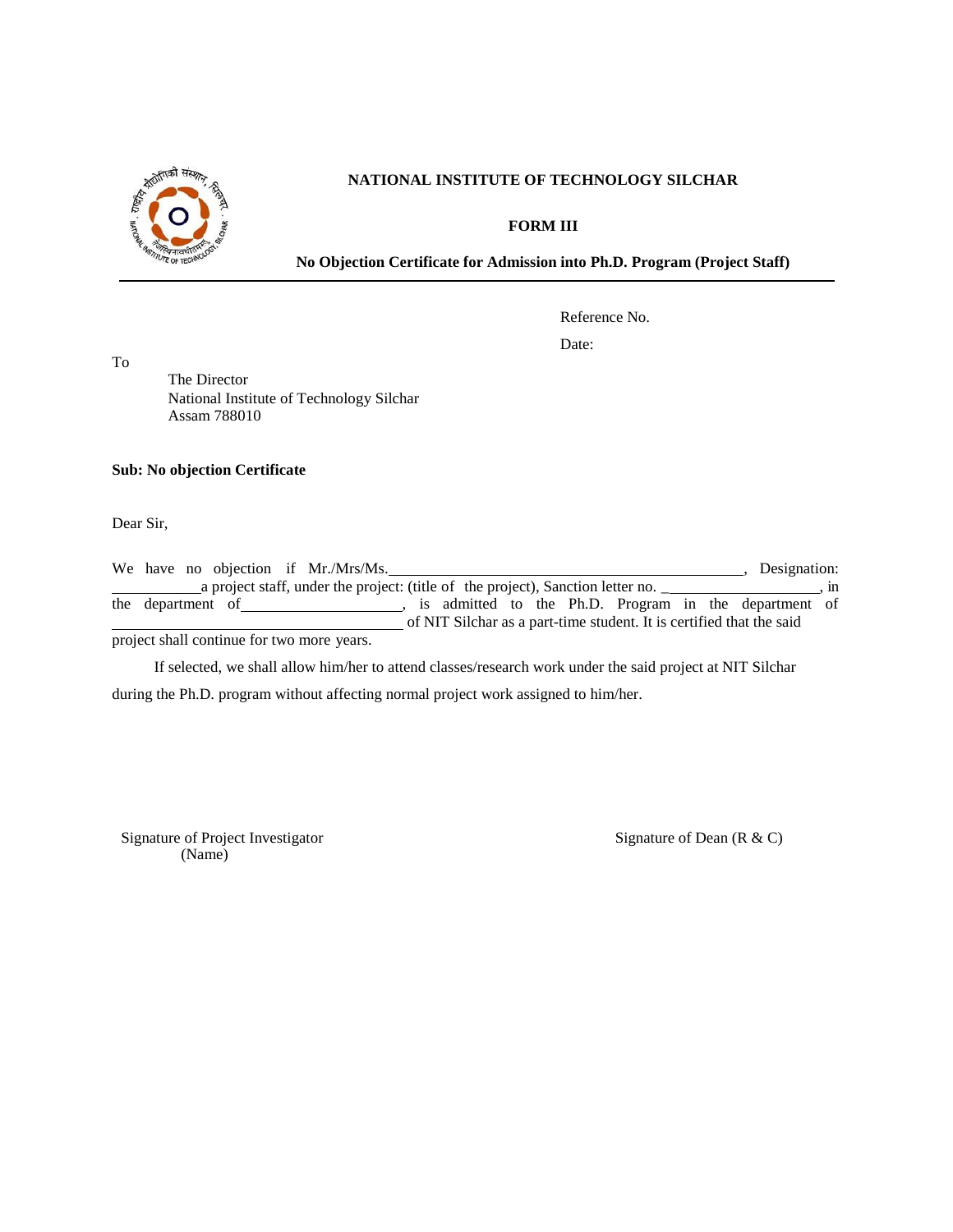**NATIONAL INSTITUTE OF TECHNOLOGY SILCHAR**

**FORM III**

**No Objection Certificate for Admission into Ph.D. Program (Project Staff)**

---

Reference No.

Date:

To

The Director
National Institute of Technology Silchar
Assam 788010

**Sub: No objection Certificate**

Dear Sir,

We have no objection if Mr./Mrs/Ms.\_\_\_\_\_\_\_\_\_\_\_\_\_\_\_\_\_\_\_\_\_\_\_\_\_\_\_\_\_\_\_\_\_\_\_\_\_\_\_\_, Designation: \_\_\_\_\_\_\_\_\_\_a project staff, under the project: (title of the project), Sanction letter no. \_\_\_\_\_\_\_\_\_\_\_\_\_\_\_\_\_\_\_\_, in the department of\_\_\_\_\_\_\_\_\_\_\_\_\_\_\_\_\_\_\_\_, is admitted to the Ph.D. Program in the department of \_\_\_\_\_\_\_\_\_\_\_\_\_\_\_\_\_\_\_\_\_\_\_\_\_\_\_\_\_\_\_\_ of NIT Silchar as a part-time student. It is certified that the said project shall continue for two more years.

If selected, we shall allow him/her to attend classes/research work under the said project at NIT Silchar during the Ph.D. program without affecting normal project work assigned to him/her.

Signature of Project Investigator
(Name)

Signature of Dean (R & C)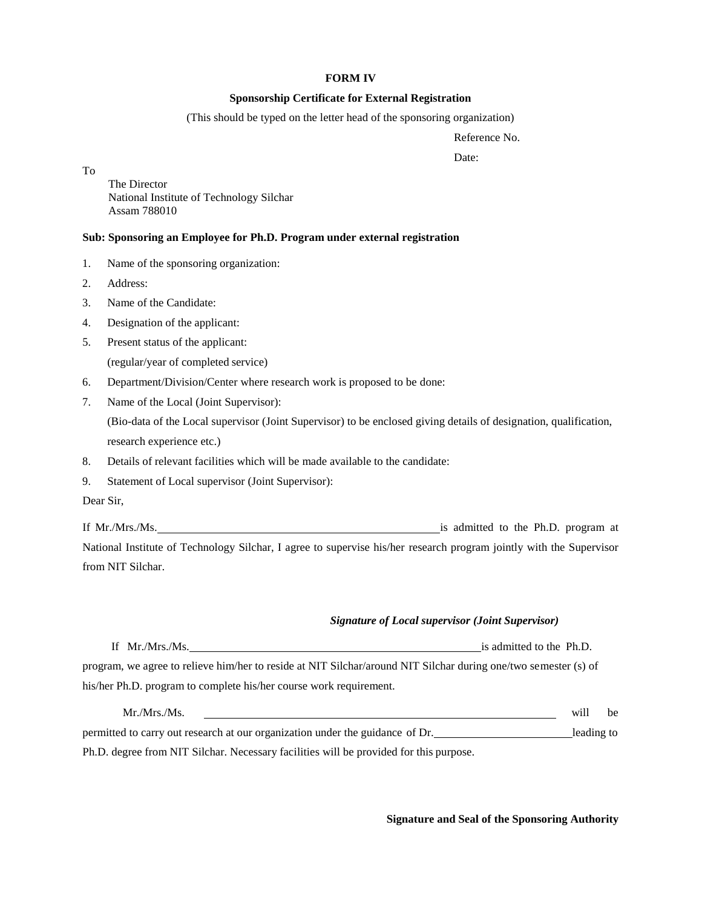**FORM IV**

**Sponsorship Certificate for External Registration**

(This should be typed on the letter head of the sponsoring organization)

Reference No.

Date:

To

The Director
National Institute of Technology Silchar
Assam 788010

**Sub: Sponsoring an Employee for Ph.D. Program under external registration**

1. Name of the sponsoring organization:
2. Address:
3. Name of the Candidate:
4. Designation of the applicant:
5. Present status of the applicant:
   (regular/year of completed service)
6. Department/Division/Center where research work is proposed to be done:
7. Name of the Local (Joint Supervisor):
   (Bio-data of the Local supervisor (Joint Supervisor) to be enclosed giving details of designation, qualification, research experience etc.)
8. Details of relevant facilities which will be made available to the candidate:
9. Statement of Local supervisor (Joint Supervisor):

Dear Sir,

If Mr./Mrs./Ms.\_\_\_\_\_\_\_\_\_\_\_\_\_\_\_\_\_\_\_\_\_\_\_\_\_\_\_\_\_\_\_\_\_\_\_\_\_\_\_\_is admitted to the Ph.D. program at National Institute of Technology Silchar, I agree to supervise his/her research program jointly with the Supervisor from NIT Silchar.

***Signature of Local supervisor (Joint Supervisor)***

If Mr./Mrs./Ms.\_\_\_\_\_\_\_\_\_\_\_\_\_\_\_\_\_\_\_\_\_\_\_\_\_\_\_\_\_\_\_\_\_\_\_\_\_\_\_\_is admitted to the Ph.D. program, we agree to relieve him/her to reside at NIT Silchar/around NIT Silchar during one/two semester (s) of his/her Ph.D. program to complete his/her course work requirement.

Mr./Mrs./Ms. \_\_\_\_\_\_\_\_\_\_\_\_\_\_\_\_\_\_\_\_\_\_\_\_\_\_\_\_\_\_\_\_\_\_\_\_\_\_\_\_\_\_\_\_\_\_\_\_ will be permitted to carry out research at our organization under the guidance of Dr.\_\_\_\_\_\_\_\_\_\_\_\_\_\_\_\_\_\_\_\_leading to Ph.D. degree from NIT Silchar. Necessary facilities will be provided for this purpose.

**Signature and Seal of the Sponsoring Authority**